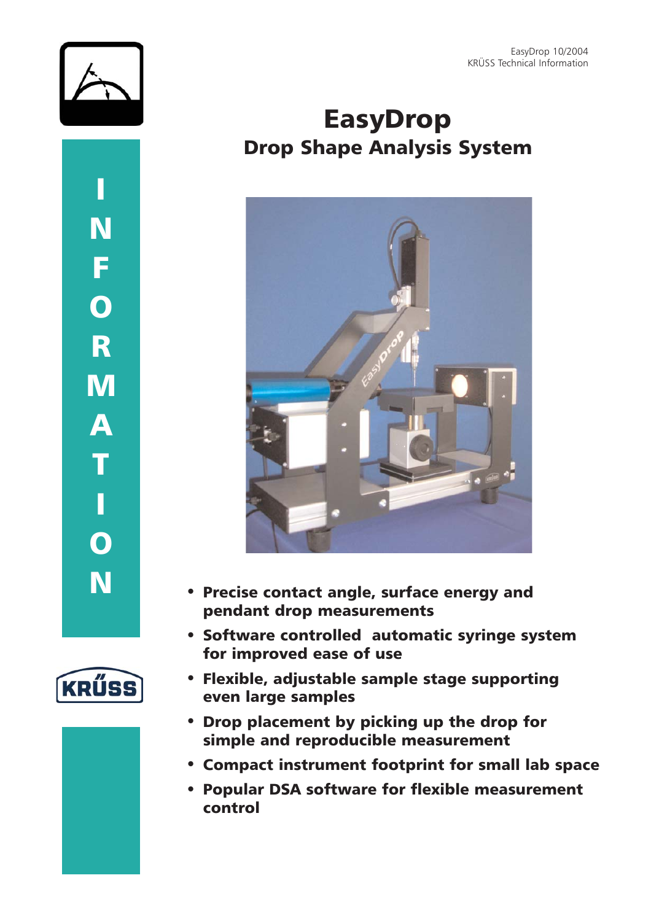EasyDrop 10/2004
KRÜSS Technical Information

# EasyDrop

## Drop Shape Analysis System

INFORMATION

- **Precise contact angle, surface energy and pendant drop measurements**
- **Software controlled automatic syringe system for improved ease of use**
- **Flexible, adjustable sample stage supporting even large samples**
- **Drop placement by picking up the drop for simple and reproducible measurement**
- **Compact instrument footprint for small lab space**
- **Popular DSA software for flexible measurement control**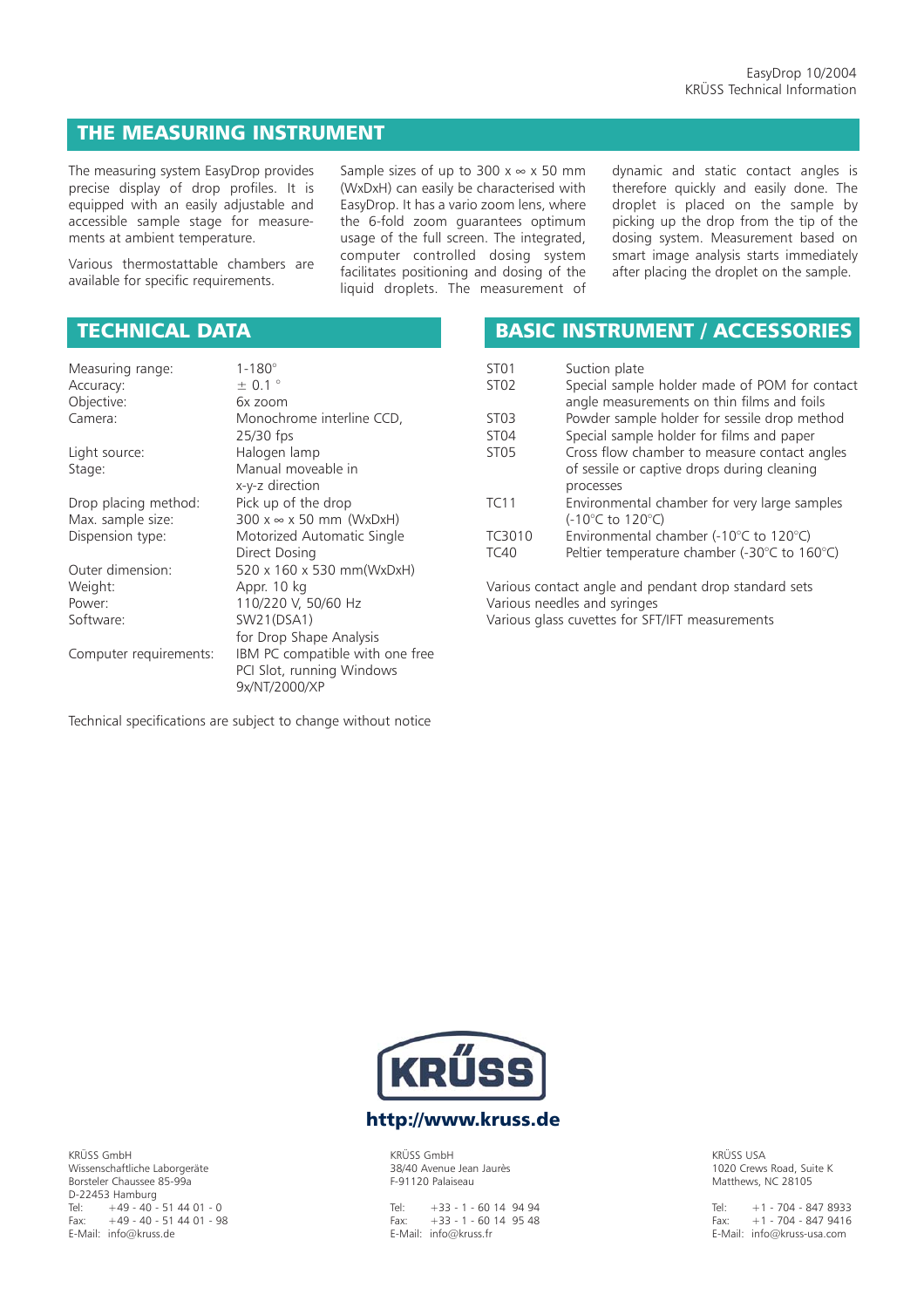## THE MEASURING INSTRUMENT

The measuring system EasyDrop provides precise display of drop profiles. It is equipped with an easily adjustable and accessible sample stage for measurements at ambient temperature.

Various thermostattable chambers are available for specific requirements.

Sample sizes of up to 300 x ∞ x 50 mm (WxDxH) can easily be characterised with EasyDrop. It has a vario zoom lens, where the 6-fold zoom guarantees optimum usage of the full screen. The integrated, computer controlled dosing system facilitates positioning and dosing of the liquid droplets. The measurement of dynamic and static contact angles is therefore quickly and easily done. The droplet is placed on the sample by picking up the drop from the tip of the dosing system. Measurement based on smart image analysis starts immediately after placing the droplet on the sample.

## TECHNICAL DATA

| | |
|---|---|
| Measuring range: | 1-180° |
| Accuracy: | ± 0.1 ° |
| Objective: | 6x zoom |
| Camera: | Monochrome interline CCD, 25/30 fps |
| Light source: | Halogen lamp |
| Stage: | Manual moveable in x-y-z direction |
| Drop placing method: | Pick up of the drop |
| Max. sample size: | 300 x ∞ x 50 mm (WxDxH) |
| Dispension type: | Motorized Automatic Single Direct Dosing |
| Outer dimension: | 520 x 160 x 530 mm(WxDxH) |
| Weight: | Appr. 10 kg |
| Power: | 110/220 V, 50/60 Hz |
| Software: | SW21(DSA1) for Drop Shape Analysis |
| Computer requirements: | IBM PC compatible with one free PCI Slot, running Windows 9x/NT/2000/XP |

Technical specifications are subject to change without notice

## BASIC INSTRUMENT / ACCESSORIES

| | |
|---|---|
| ST01 | Suction plate |
| ST02 | Special sample holder made of POM for contact angle measurements on thin films and foils |
| ST03 | Powder sample holder for sessile drop method |
| ST04 | Special sample holder for films and paper |
| ST05 | Cross flow chamber to measure contact angles of sessile or captive drops during cleaning processes |
| TC11 | Environmental chamber for very large samples (-10°C to 120°C) |
| TC3010 | Environmental chamber (-10°C to 120°C) |
| TC40 | Peltier temperature chamber (-30°C to 160°C) |

Various contact angle and pendant drop standard sets
Various needles and syringes
Various glass cuvettes for SFT/IFT measurements

KRÜSS

http://www.kruss.de

KRÜSS GmbH
Wissenschaftliche Laborgeräte
Borsteler Chaussee 85-99a
D-22453 Hamburg
Tel: +49 - 40 - 51 44 01 - 0
Fax: +49 - 40 - 51 44 01 - 98
E-Mail: info@kruss.de

KRÜSS GmbH
38/40 Avenue Jean Jaurès
F-91120 Palaiseau

Tel: +33 - 1 - 60 14 94 94
Fax: +33 - 1 - 60 14 95 48
E-Mail: info@kruss.fr

KRÜSS USA
1020 Crews Road, Suite K
Matthews, NC 28105

Tel: +1 - 704 - 847 8933
Fax: +1 - 704 - 847 9416
E-Mail: info@kruss-usa.com